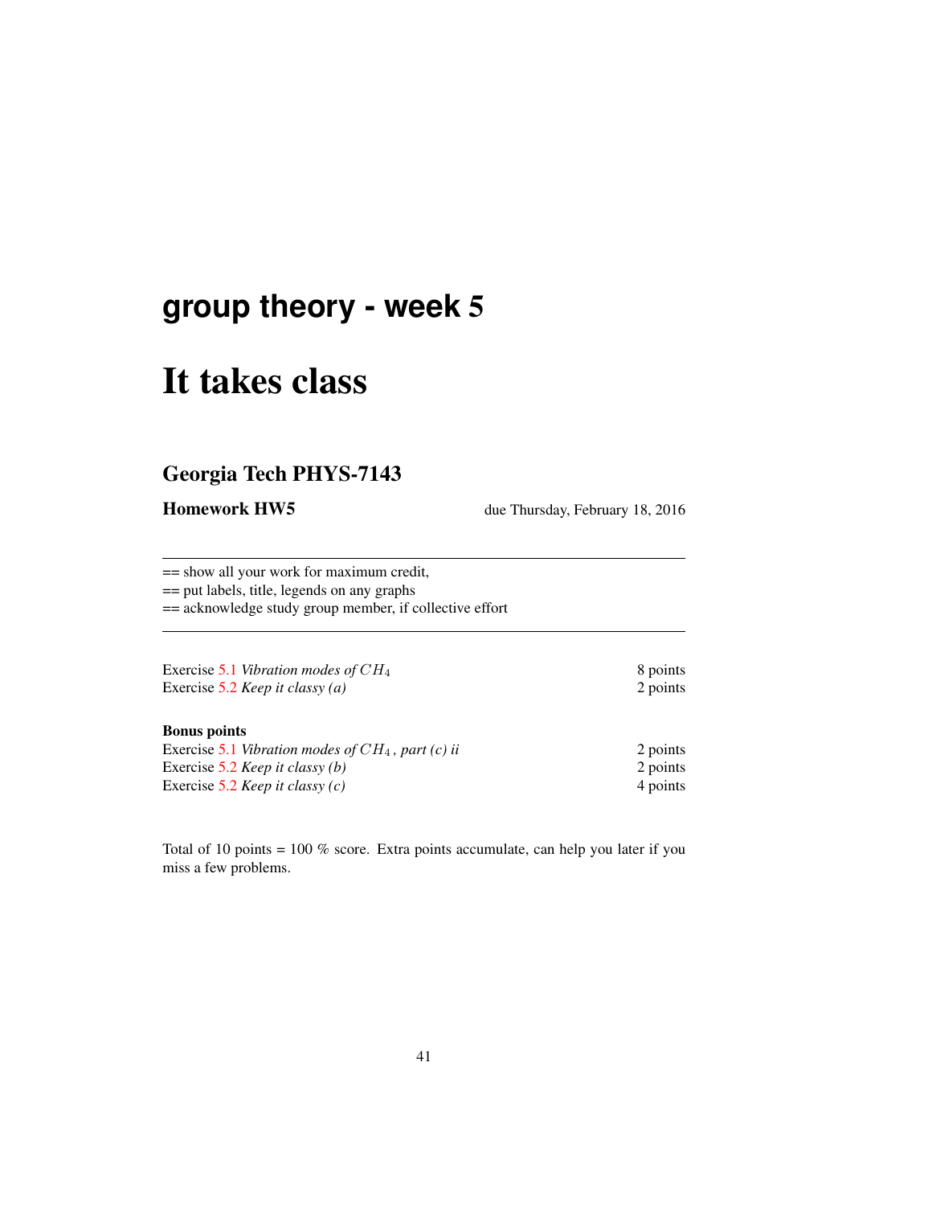# group theory - week 5

# It takes class

## Georgia Tech PHYS-7143

**Homework HW5** due Thursday, February 18, 2016

---

== show all your work for maximum credit,
== put labels, title, legends on any graphs
== acknowledge study group member, if collective effort

---

| | |
|---|---|
| Exercise 5.1 *Vibration modes of* $CH_4$ | 8 points |
| Exercise 5.2 *Keep it classy (a)* | 2 points |

**Bonus points**

| | |
|---|---|
| Exercise 5.1 *Vibration modes of* $CH_4$ *, part (c) ii* | 2 points |
| Exercise 5.2 *Keep it classy (b)* | 2 points |
| Exercise 5.2 *Keep it classy (c)* | 4 points |

Total of 10 points = 100 % score. Extra points accumulate, can help you later if you miss a few problems.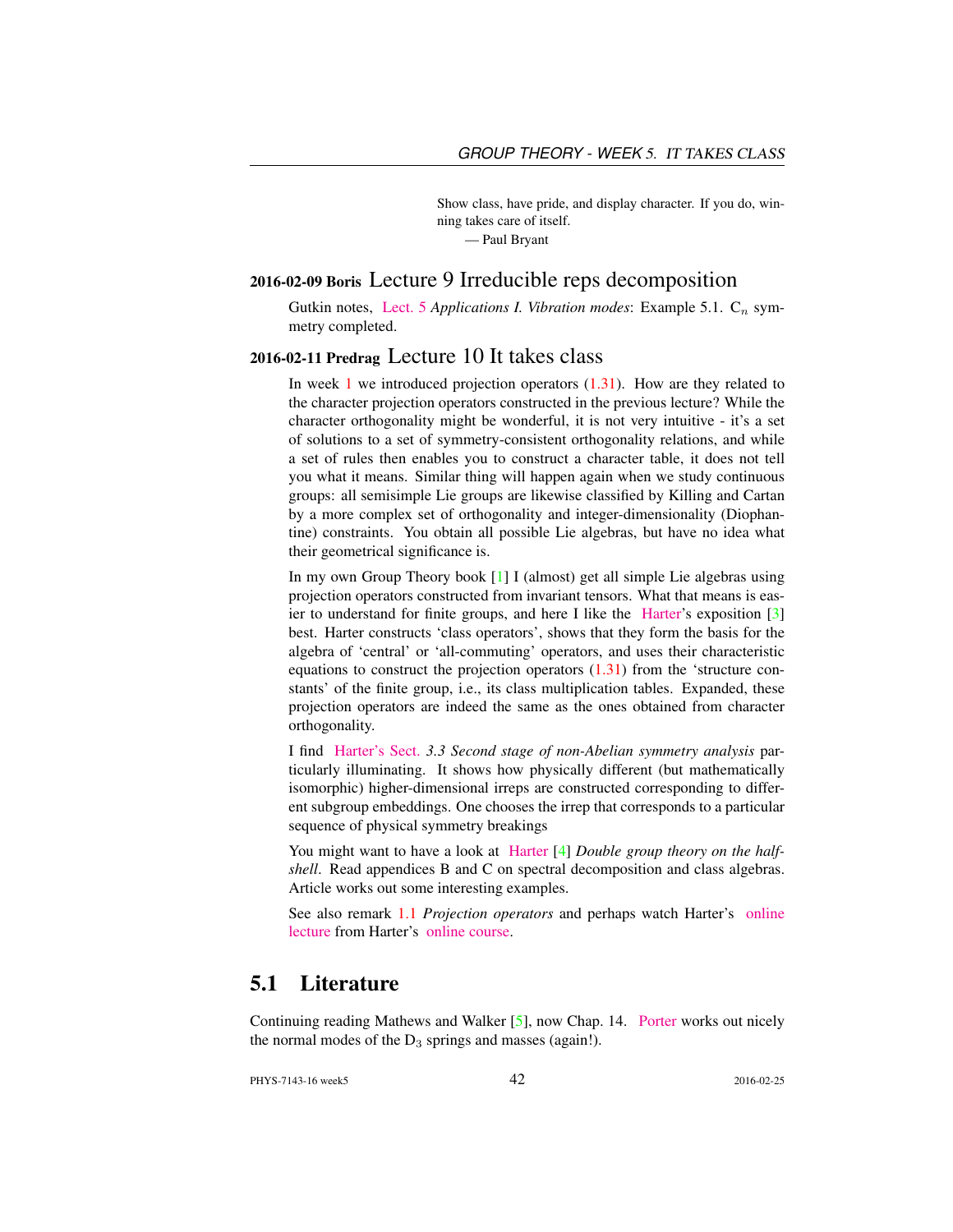Show class, have pride, and display character. If you do, winning takes care of itself.
— Paul Bryant

### 2016-02-09 Boris Lecture 9 Irreducible reps decomposition

Gutkin notes, Lect. 5 *Applications I. Vibration modes*: Example 5.1. $C_n$ symmetry completed.

### 2016-02-11 Predrag Lecture 10 It takes class

In week 1 we introduced projection operators (1.31). How are they related to the character projection operators constructed in the previous lecture? While the character orthogonality might be wonderful, it is not very intuitive - it's a set of solutions to a set of symmetry-consistent orthogonality relations, and while a set of rules then enables you to construct a character table, it does not tell you what it means. Similar thing will happen again when we study continuous groups: all semisimple Lie groups are likewise classified by Killing and Cartan by a more complex set of orthogonality and integer-dimensionality (Diophantine) constraints. You obtain all possible Lie algebras, but have no idea what their geometrical significance is.

In my own Group Theory book [1] I (almost) get all simple Lie algebras using projection operators constructed from invariant tensors. What that means is easier to understand for finite groups, and here I like the Harter's exposition [3] best. Harter constructs 'class operators', shows that they form the basis for the algebra of 'central' or 'all-commuting' operators, and uses their characteristic equations to construct the projection operators (1.31) from the 'structure constants' of the finite group, i.e., its class multiplication tables. Expanded, these projection operators are indeed the same as the ones obtained from character orthogonality.

I find Harter's Sect. *3.3 Second stage of non-Abelian symmetry analysis* particularly illuminating. It shows how physically different (but mathematically isomorphic) higher-dimensional irreps are constructed corresponding to different subgroup embeddings. One chooses the irrep that corresponds to a particular sequence of physical symmetry breakings

You might want to have a look at Harter [4] *Double group theory on the half-shell*. Read appendices B and C on spectral decomposition and class algebras. Article works out some interesting examples.

See also remark 1.1 *Projection operators* and perhaps watch Harter's online lecture from Harter's online course.

## 5.1 Literature

Continuing reading Mathews and Walker [5], now Chap. 14. Porter works out nicely the normal modes of the $D_3$ springs and masses (again!).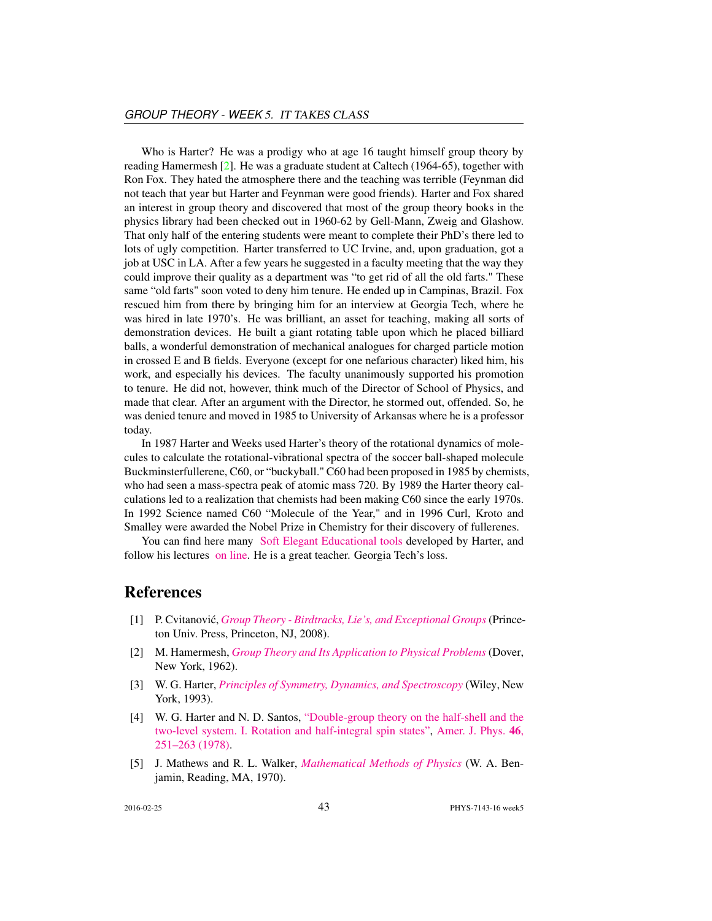Who is Harter? He was a prodigy who at age 16 taught himself group theory by reading Hamermesh [2]. He was a graduate student at Caltech (1964-65), together with Ron Fox. They hated the atmosphere there and the teaching was terrible (Feynman did not teach that year but Harter and Feynman were good friends). Harter and Fox shared an interest in group theory and discovered that most of the group theory books in the physics library had been checked out in 1960-62 by Gell-Mann, Zweig and Glashow. That only half of the entering students were meant to complete their PhD's there led to lots of ugly competition. Harter transferred to UC Irvine, and, upon graduation, got a job at USC in LA. After a few years he suggested in a faculty meeting that the way they could improve their quality as a department was "to get rid of all the old farts." These same "old farts" soon voted to deny him tenure. He ended up in Campinas, Brazil. Fox rescued him from there by bringing him for an interview at Georgia Tech, where he was hired in late 1970's. He was brilliant, an asset for teaching, making all sorts of demonstration devices. He built a giant rotating table upon which he placed billiard balls, a wonderful demonstration of mechanical analogues for charged particle motion in crossed E and B fields. Everyone (except for one nefarious character) liked him, his work, and especially his devices. The faculty unanimously supported his promotion to tenure. He did not, however, think much of the Director of School of Physics, and made that clear. After an argument with the Director, he stormed out, offended. So, he was denied tenure and moved in 1985 to University of Arkansas where he is a professor today.

In 1987 Harter and Weeks used Harter's theory of the rotational dynamics of molecules to calculate the rotational-vibrational spectra of the soccer ball-shaped molecule Buckminsterfullerene, C60, or "buckyball." C60 had been proposed in 1985 by chemists, who had seen a mass-spectra peak of atomic mass 720. By 1989 the Harter theory calculations led to a realization that chemists had been making C60 since the early 1970s. In 1992 Science named C60 "Molecule of the Year," and in 1996 Curl, Kroto and Smalley were awarded the Nobel Prize in Chemistry for their discovery of fullerenes.

You can find here many Soft Elegant Educational tools developed by Harter, and follow his lectures on line. He is a great teacher. Georgia Tech's loss.

# References

[1] P. Cvitanović, *Group Theory - Birdtracks, Lie's, and Exceptional Groups* (Princeton Univ. Press, Princeton, NJ, 2008).

[2] M. Hamermesh, *Group Theory and Its Application to Physical Problems* (Dover, New York, 1962).

[3] W. G. Harter, *Principles of Symmetry, Dynamics, and Spectroscopy* (Wiley, New York, 1993).

[4] W. G. Harter and N. D. Santos, "Double-group theory on the half-shell and the two-level system. I. Rotation and half-integral spin states", Amer. J. Phys. **46**, 251–263 (1978).

[5] J. Mathews and R. L. Walker, *Mathematical Methods of Physics* (W. A. Benjamin, Reading, MA, 1970).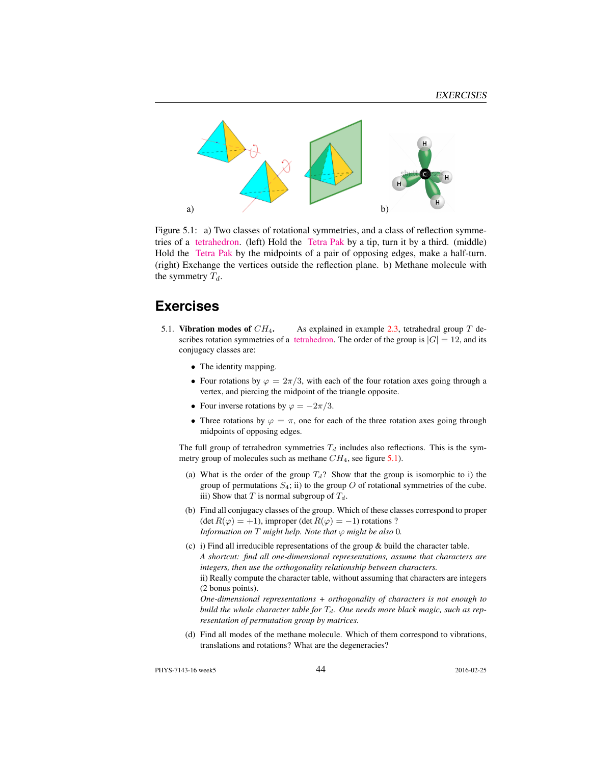Figure 5.1: a) Two classes of rotational symmetries, and a class of reflection symmetries of a tetrahedron. (left) Hold the Tetra Pak by a tip, turn it by a third. (middle) Hold the Tetra Pak by the midpoints of a pair of opposing edges, make a half-turn. (right) Exchange the vertices outside the reflection plane. b) Methane molecule with the symmetry $T_d$.

## Exercises

5.1. **Vibration modes of $CH_4$.** As explained in example 2.3, tetrahedral group $T$ describes rotation symmetries of a tetrahedron. The order of the group is $|G| = 12$, and its conjugacy classes are:

- The identity mapping.
- Four rotations by $\varphi = 2\pi/3$, with each of the four rotation axes going through a vertex, and piercing the midpoint of the triangle opposite.
- Four inverse rotations by $\varphi = -2\pi/3$.
- Three rotations by $\varphi = \pi$, one for each of the three rotation axes going through midpoints of opposing edges.

The full group of tetrahedron symmetries $T_d$ includes also reflections. This is the symmetry group of molecules such as methane $CH_4$, see figure 5.1).

(a) What is the order of the group $T_d$? Show that the group is isomorphic to i) the group of permutations $S_4$; ii) to the group $O$ of rotational symmetries of the cube. iii) Show that $T$ is normal subgroup of $T_d$.

(b) Find all conjugacy classes of the group. Which of these classes correspond to proper ($\det R(\varphi) = +1$), improper ($\det R(\varphi) = -1$) rotations ?
*Information on $T$ might help. Note that $\varphi$ might be also 0.*

(c) i) Find all irreducible representations of the group & build the character table.
*A shortcut: find all one-dimensional representations, assume that characters are integers, then use the orthogonality relationship between characters.*
ii) Really compute the character table, without assuming that characters are integers (2 bonus points).
*One-dimensional representations + orthogonality of characters is not enough to build the whole character table for $T_d$. One needs more black magic, such as representation of permutation group by matrices.*

(d) Find all modes of the methane molecule. Which of them correspond to vibrations, translations and rotations? What are the degeneracies?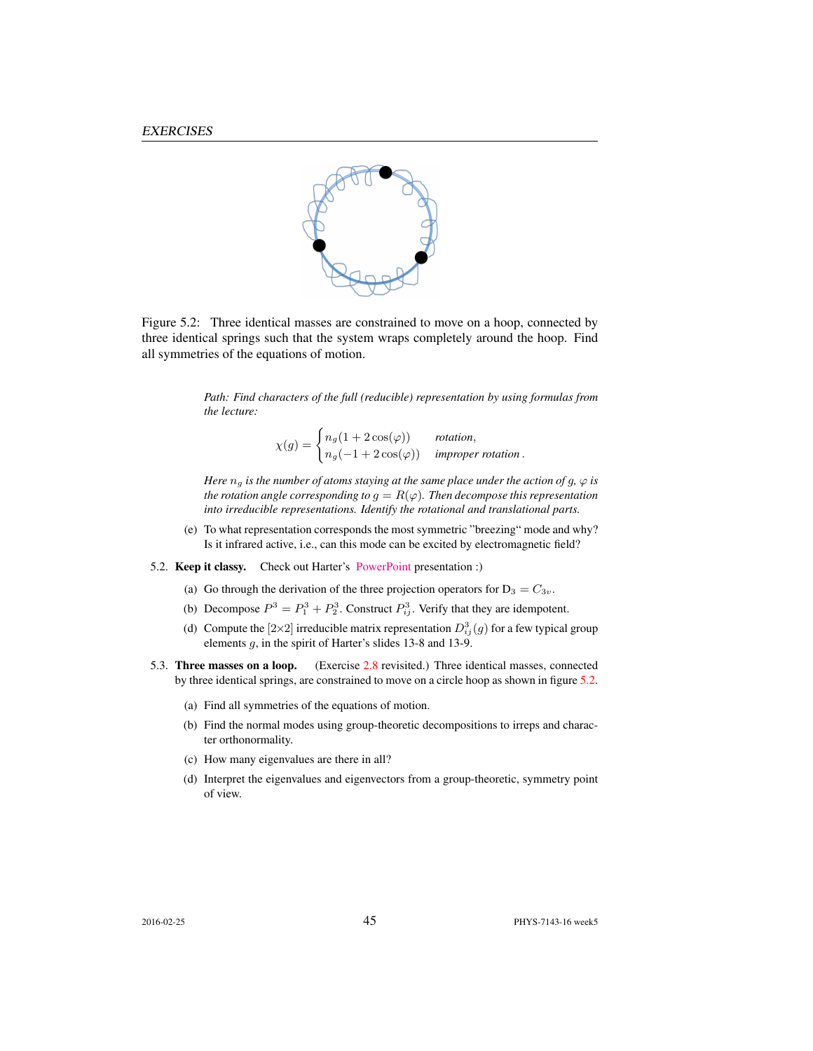Figure 5.2: Three identical masses are constrained to move on a hoop, connected by three identical springs such that the system wraps completely around the hoop. Find all symmetries of the equations of motion.

*Path: Find characters of the full (reducible) representation by using formulas from the lecture:*

$$\chi(g) = \begin{cases} n_g(1 + 2\cos(\varphi)) & \textit{rotation}, \\ n_g(-1 + 2\cos(\varphi)) & \textit{improper rotation}. \end{cases}$$

*Here $n_g$ is the number of atoms staying at the same place under the action of $g$, $\varphi$ is the rotation angle corresponding to $g = R(\varphi)$. Then decompose this representation into irreducible representations. Identify the rotational and translational parts.*

(e) To what representation corresponds the most symmetric "breezing" mode and why? Is it infrared active, i.e., can this mode can be excited by electromagnetic field?

5.2. **Keep it classy.** Check out Harter's PowerPoint presentation :)

(a) Go through the derivation of the three projection operators for $D_3 = C_{3v}$.

(b) Decompose $P^3 = P^3_1 + P^3_2$. Construct $P^3_{ij}$. Verify that they are idempotent.

(d) Compute the [2×2] irreducible matrix representation $D^3_{ij}(g)$ for a few typical group elements $g$, in the spirit of Harter's slides 13-8 and 13-9.

5.3. **Three masses on a loop.** (Exercise 2.8 revisited.) Three identical masses, connected by three identical springs, are constrained to move on a circle hoop as shown in figure 5.2.

(a) Find all symmetries of the equations of motion.

(b) Find the normal modes using group-theoretic decompositions to irreps and character orthonormality.

(c) How many eigenvalues are there in all?

(d) Interpret the eigenvalues and eigenvectors from a group-theoretic, symmetry point of view.